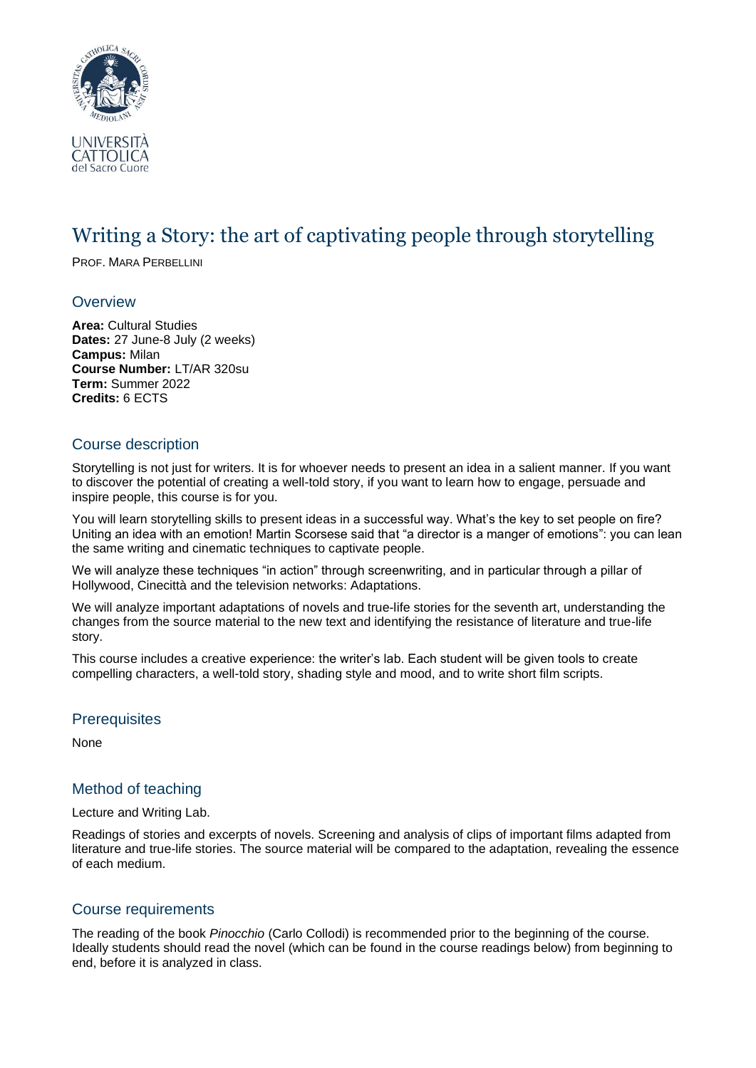# Writing a Story: the art of captivating people through storytelling

PROF. MARA PERBELLINI

## Overview

**Area:** Cultural Studies
**Dates:** 27 June-8 July (2 weeks)
**Campus:** Milan
**Course Number:** LT/AR 320su
**Term:** Summer 2022
**Credits:** 6 ECTS

## Course description

Storytelling is not just for writers. It is for whoever needs to present an idea in a salient manner. If you want to discover the potential of creating a well-told story, if you want to learn how to engage, persuade and inspire people, this course is for you.

You will learn storytelling skills to present ideas in a successful way. What's the key to set people on fire? Uniting an idea with an emotion! Martin Scorsese said that "a director is a manger of emotions": you can lean the same writing and cinematic techniques to captivate people.

We will analyze these techniques "in action" through screenwriting, and in particular through a pillar of Hollywood, Cinecittà and the television networks: Adaptations.

We will analyze important adaptations of novels and true-life stories for the seventh art, understanding the changes from the source material to the new text and identifying the resistance of literature and true-life story.

This course includes a creative experience: the writer's lab. Each student will be given tools to create compelling characters, a well-told story, shading style and mood, and to write short film scripts.

## Prerequisites

None

## Method of teaching

Lecture and Writing Lab.

Readings of stories and excerpts of novels. Screening and analysis of clips of important films adapted from literature and true-life stories. The source material will be compared to the adaptation, revealing the essence of each medium.

## Course requirements

The reading of the book *Pinocchio* (Carlo Collodi) is recommended prior to the beginning of the course. Ideally students should read the novel (which can be found in the course readings below) from beginning to end, before it is analyzed in class.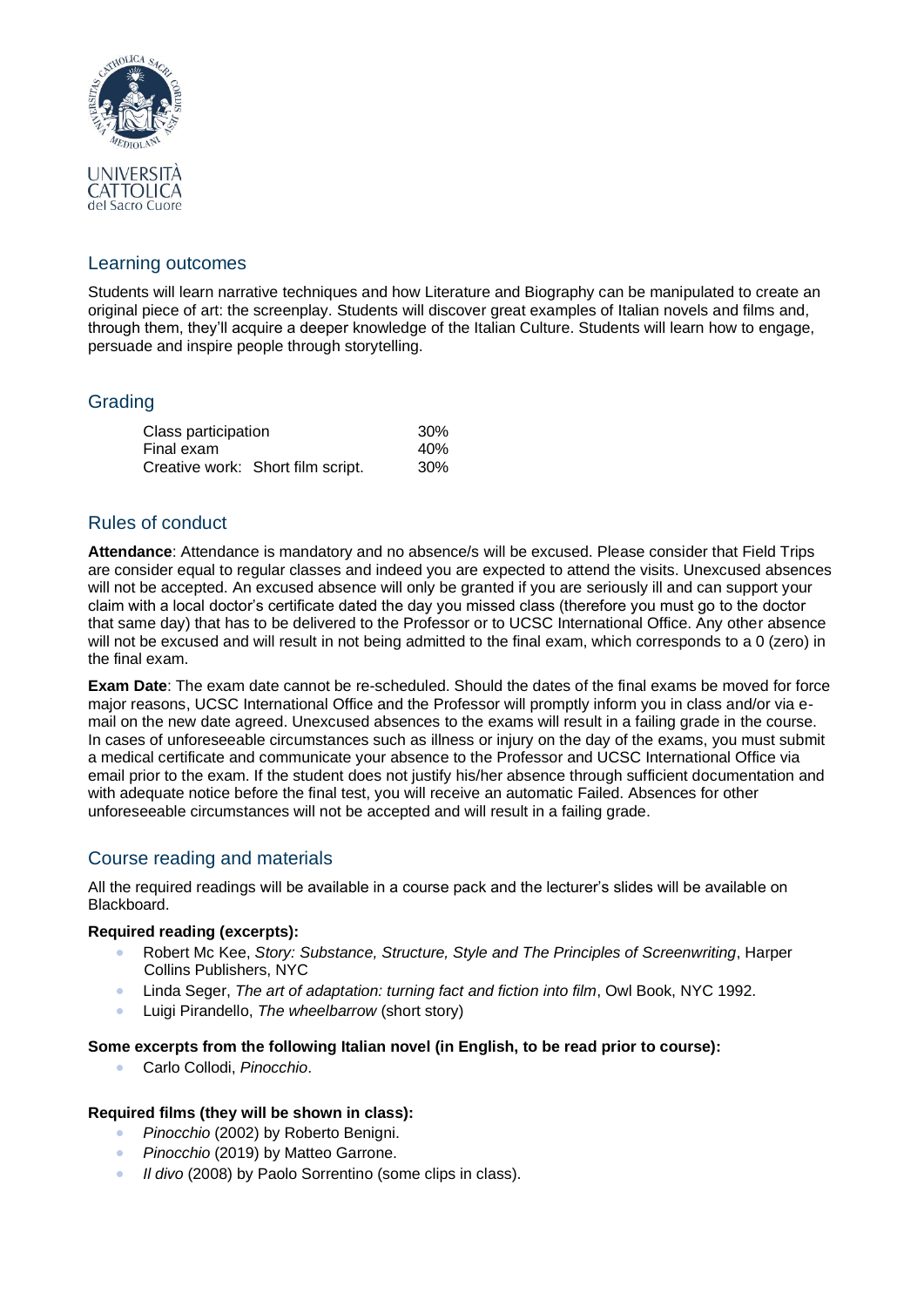## Learning outcomes

Students will learn narrative techniques and how Literature and Biography can be manipulated to create an original piece of art: the screenplay. Students will discover great examples of Italian novels and films and, through them, they'll acquire a deeper knowledge of the Italian Culture. Students will learn how to engage, persuade and inspire people through storytelling.

## Grading

| | |
|---|---|
| Class participation | 30% |
| Final exam | 40% |
| Creative work: Short film script. | 30% |

## Rules of conduct

**Attendance**: Attendance is mandatory and no absence/s will be excused. Please consider that Field Trips are consider equal to regular classes and indeed you are expected to attend the visits. Unexcused absences will not be accepted. An excused absence will only be granted if you are seriously ill and can support your claim with a local doctor's certificate dated the day you missed class (therefore you must go to the doctor that same day) that has to be delivered to the Professor or to UCSC International Office. Any other absence will not be excused and will result in not being admitted to the final exam, which corresponds to a 0 (zero) in the final exam.

**Exam Date**: The exam date cannot be re-scheduled. Should the dates of the final exams be moved for force major reasons, UCSC International Office and the Professor will promptly inform you in class and/or via e-mail on the new date agreed. Unexcused absences to the exams will result in a failing grade in the course. In cases of unforeseeable circumstances such as illness or injury on the day of the exams, you must submit a medical certificate and communicate your absence to the Professor and UCSC International Office via email prior to the exam. If the student does not justify his/her absence through sufficient documentation and with adequate notice before the final test, you will receive an automatic Failed. Absences for other unforeseeable circumstances will not be accepted and will result in a failing grade.

## Course reading and materials

All the required readings will be available in a course pack and the lecturer's slides will be available on Blackboard.

**Required reading (excerpts):**

- Robert Mc Kee, *Story: Substance, Structure, Style and The Principles of Screenwriting*, Harper Collins Publishers, NYC
- Linda Seger, *The art of adaptation: turning fact and fiction into film*, Owl Book, NYC 1992.
- Luigi Pirandello, *The wheelbarrow* (short story)

**Some excerpts from the following Italian novel (in English, to be read prior to course):**

- Carlo Collodi, *Pinocchio*.

**Required films (they will be shown in class):**

- *Pinocchio* (2002) by Roberto Benigni.
- *Pinocchio* (2019) by Matteo Garrone.
- *Il divo* (2008) by Paolo Sorrentino (some clips in class).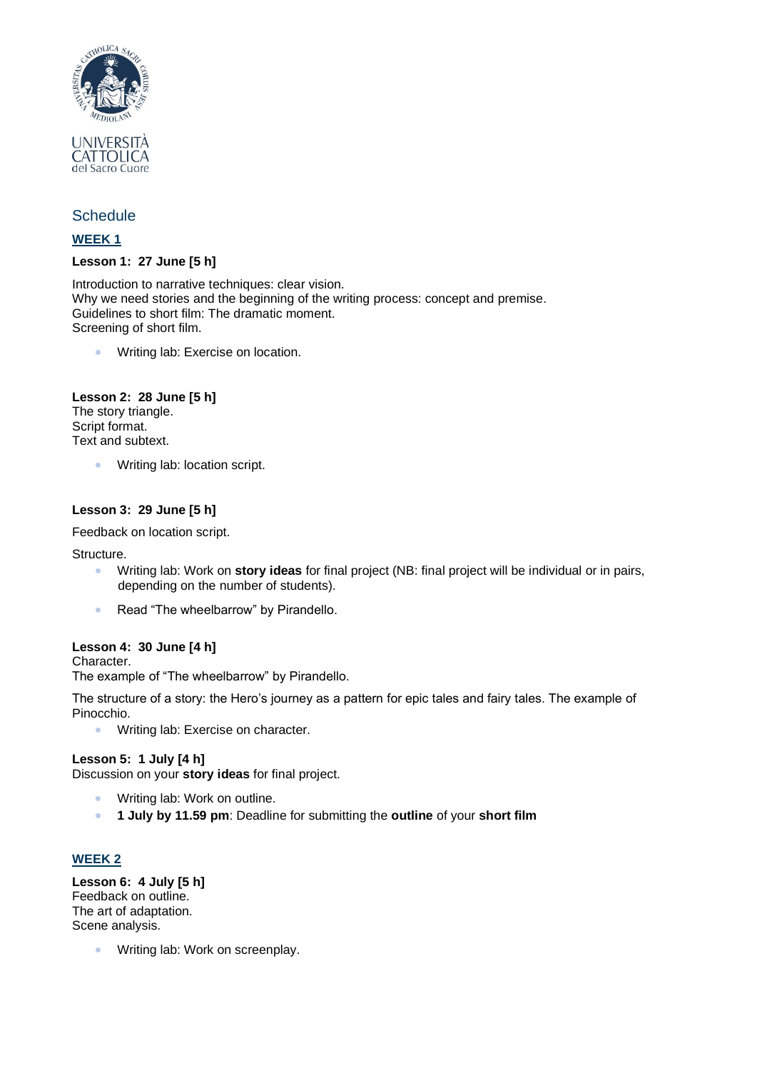## Schedule

### WEEK 1

**Lesson 1: 27 June [5 h]**

Introduction to narrative techniques: clear vision.
Why we need stories and the beginning of the writing process: concept and premise.
Guidelines to short film: The dramatic moment.
Screening of short film.

- Writing lab: Exercise on location.

**Lesson 2: 28 June [5 h]**
The story triangle.
Script format.
Text and subtext.

- Writing lab: location script.

**Lesson 3: 29 June [5 h]**

Feedback on location script.

Structure.

- Writing lab: Work on **story ideas** for final project (NB: final project will be individual or in pairs, depending on the number of students).
- Read "The wheelbarrow" by Pirandello.

**Lesson 4: 30 June [4 h]**
Character.
The example of "The wheelbarrow" by Pirandello.

The structure of a story: the Hero's journey as a pattern for epic tales and fairy tales. The example of Pinocchio.

- Writing lab: Exercise on character.

**Lesson 5: 1 July [4 h]**
Discussion on your **story ideas** for final project.

- Writing lab: Work on outline.
- **1 July by 11.59 pm**: Deadline for submitting the **outline** of your **short film**

### WEEK 2

**Lesson 6: 4 July [5 h]**
Feedback on outline.
The art of adaptation.
Scene analysis.

- Writing lab: Work on screenplay.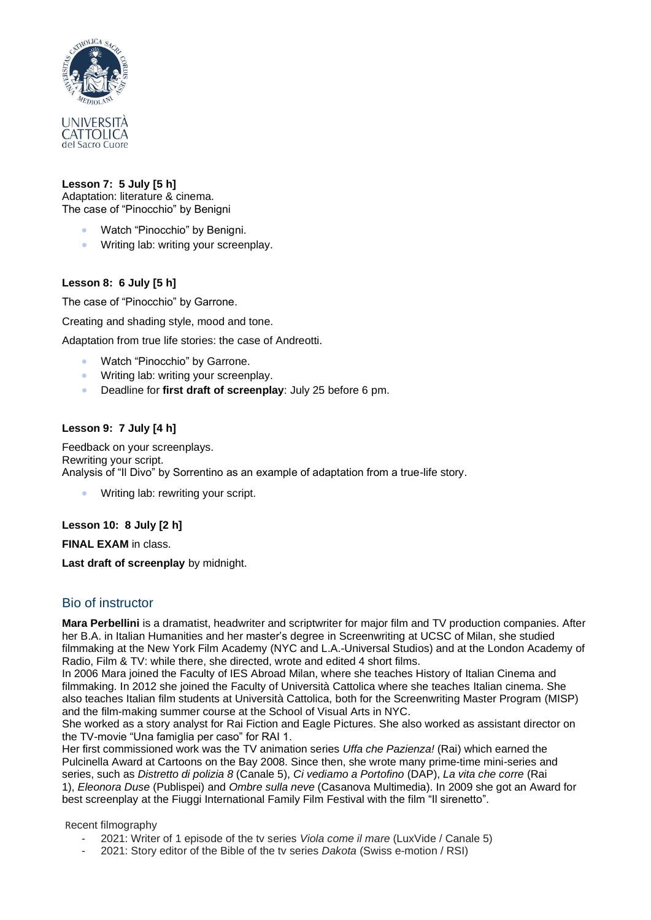**Lesson 7: 5 July [5 h]**
Adaptation: literature & cinema.
The case of "Pinocchio" by Benigni

- Watch "Pinocchio" by Benigni.
- Writing lab: writing your screenplay.

**Lesson 8: 6 July [5 h]**

The case of "Pinocchio" by Garrone.

Creating and shading style, mood and tone.

Adaptation from true life stories: the case of Andreotti.

- Watch "Pinocchio" by Garrone.
- Writing lab: writing your screenplay.
- Deadline for **first draft of screenplay**: July 25 before 6 pm.

**Lesson 9: 7 July [4 h]**

Feedback on your screenplays.
Rewriting your script.
Analysis of "Il Divo" by Sorrentino as an example of adaptation from a true-life story.

- Writing lab: rewriting your script.

**Lesson 10: 8 July [2 h]**

**FINAL EXAM** in class.

**Last draft of screenplay** by midnight.

## Bio of instructor

**Mara Perbellini** is a dramatist, headwriter and scriptwriter for major film and TV production companies. After her B.A. in Italian Humanities and her master's degree in Screenwriting at UCSC of Milan, she studied filmmaking at the New York Film Academy (NYC and L.A.-Universal Studios) and at the London Academy of Radio, Film & TV: while there, she directed, wrote and edited 4 short films.
In 2006 Mara joined the Faculty of IES Abroad Milan, where she teaches History of Italian Cinema and filmmaking. In 2012 she joined the Faculty of Università Cattolica where she teaches Italian cinema. She also teaches Italian film students at Università Cattolica, both for the Screenwriting Master Program (MISP) and the film-making summer course at the School of Visual Arts in NYC.
She worked as a story analyst for Rai Fiction and Eagle Pictures. She also worked as assistant director on the TV-movie "Una famiglia per caso" for RAI 1.
Her first commissioned work was the TV animation series *Uffa che Pazienza!* (Rai) which earned the Pulcinella Award at Cartoons on the Bay 2008. Since then, she wrote many prime-time mini-series and series, such as *Distretto di polizia 8* (Canale 5), *Ci vediamo a Portofino* (DAP), *La vita che corre* (Rai 1), *Eleonora Duse* (Publispei) and *Ombre sulla neve* (Casanova Multimedia). In 2009 she got an Award for best screenplay at the Fiuggi International Family Film Festival with the film "Il sirenetto".

Recent filmography

- 2021: Writer of 1 episode of the tv series *Viola come il mare* (LuxVide / Canale 5)
- 2021: Story editor of the Bible of the tv series *Dakota* (Swiss e-motion / RSI)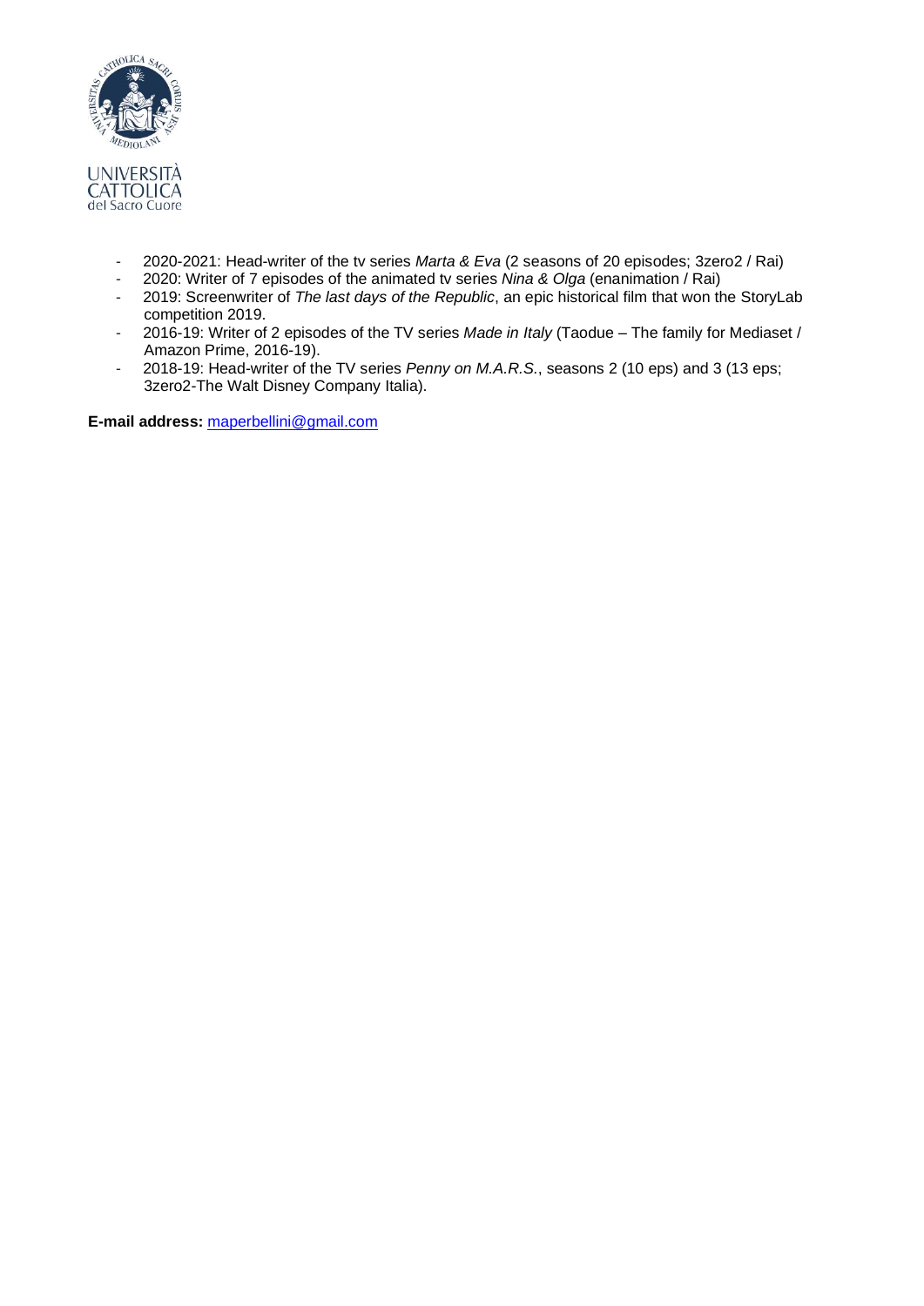- 2020-2021: Head-writer of the tv series *Marta & Eva* (2 seasons of 20 episodes; 3zero2 / Rai)
- 2020: Writer of 7 episodes of the animated tv series *Nina & Olga* (enanimation / Rai)
- 2019: Screenwriter of *The last days of the Republic*, an epic historical film that won the StoryLab competition 2019.
- 2016-19: Writer of 2 episodes of the TV series *Made in Italy* (Taodue – The family for Mediaset / Amazon Prime, 2016-19).
- 2018-19: Head-writer of the TV series *Penny on M.A.R.S.*, seasons 2 (10 eps) and 3 (13 eps; 3zero2-The Walt Disney Company Italia).

**E-mail address:** maperbellini@gmail.com